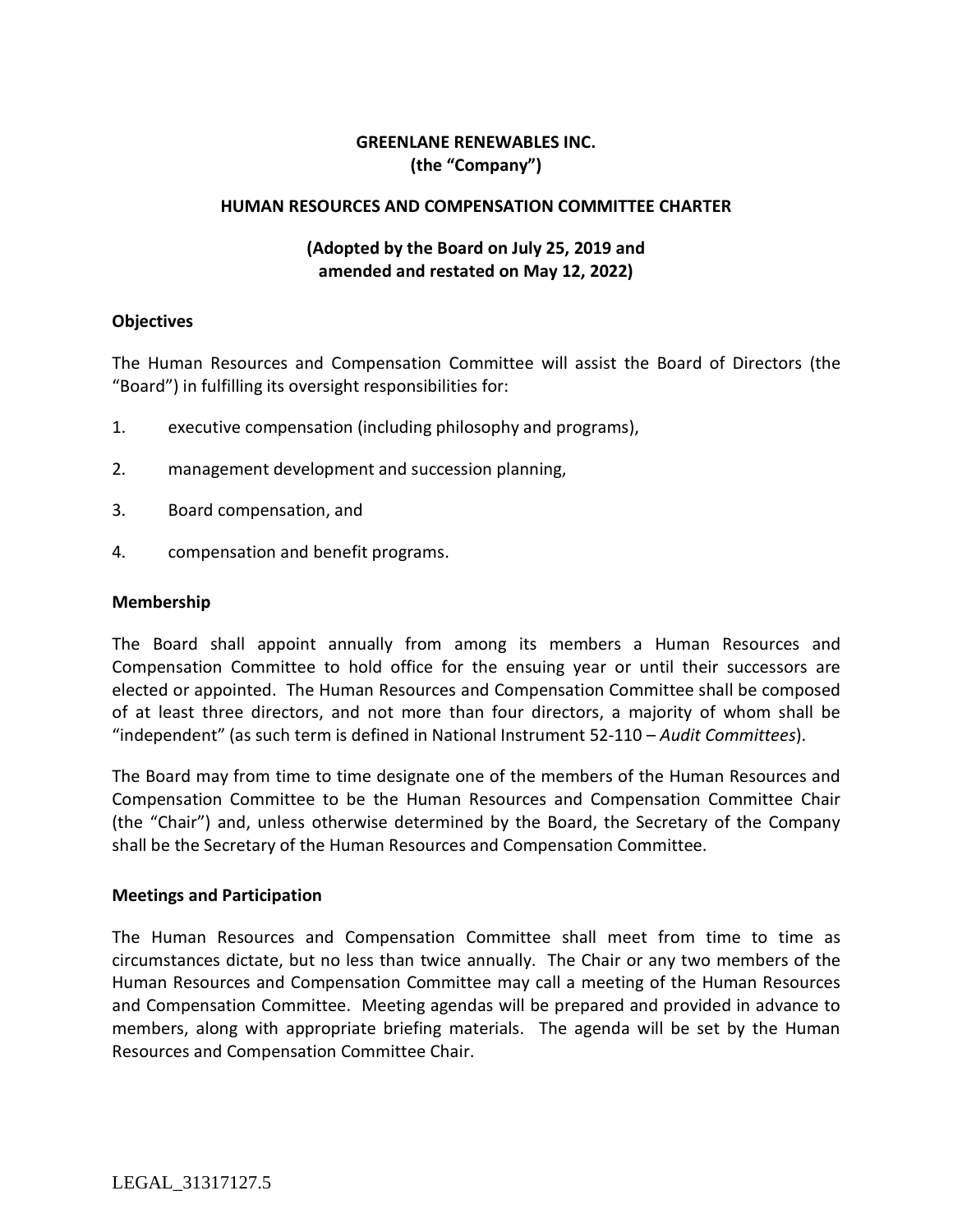**GREENLANE RENEWABLES INC.**
**(the "Company")**

**HUMAN RESOURCES AND COMPENSATION COMMITTEE CHARTER**

**(Adopted by the Board on July 25, 2019 and amended and restated on May 12, 2022)**

## Objectives

The Human Resources and Compensation Committee will assist the Board of Directors (the "Board") in fulfilling its oversight responsibilities for:

1. executive compensation (including philosophy and programs),

2. management development and succession planning,

3. Board compensation, and

4. compensation and benefit programs.

## Membership

The Board shall appoint annually from among its members a Human Resources and Compensation Committee to hold office for the ensuing year or until their successors are elected or appointed. The Human Resources and Compensation Committee shall be composed of at least three directors, and not more than four directors, a majority of whom shall be "independent" (as such term is defined in National Instrument 52-110 – *Audit Committees*).

The Board may from time to time designate one of the members of the Human Resources and Compensation Committee to be the Human Resources and Compensation Committee Chair (the "Chair") and, unless otherwise determined by the Board, the Secretary of the Company shall be the Secretary of the Human Resources and Compensation Committee.

## Meetings and Participation

The Human Resources and Compensation Committee shall meet from time to time as circumstances dictate, but no less than twice annually. The Chair or any two members of the Human Resources and Compensation Committee may call a meeting of the Human Resources and Compensation Committee. Meeting agendas will be prepared and provided in advance to members, along with appropriate briefing materials. The agenda will be set by the Human Resources and Compensation Committee Chair.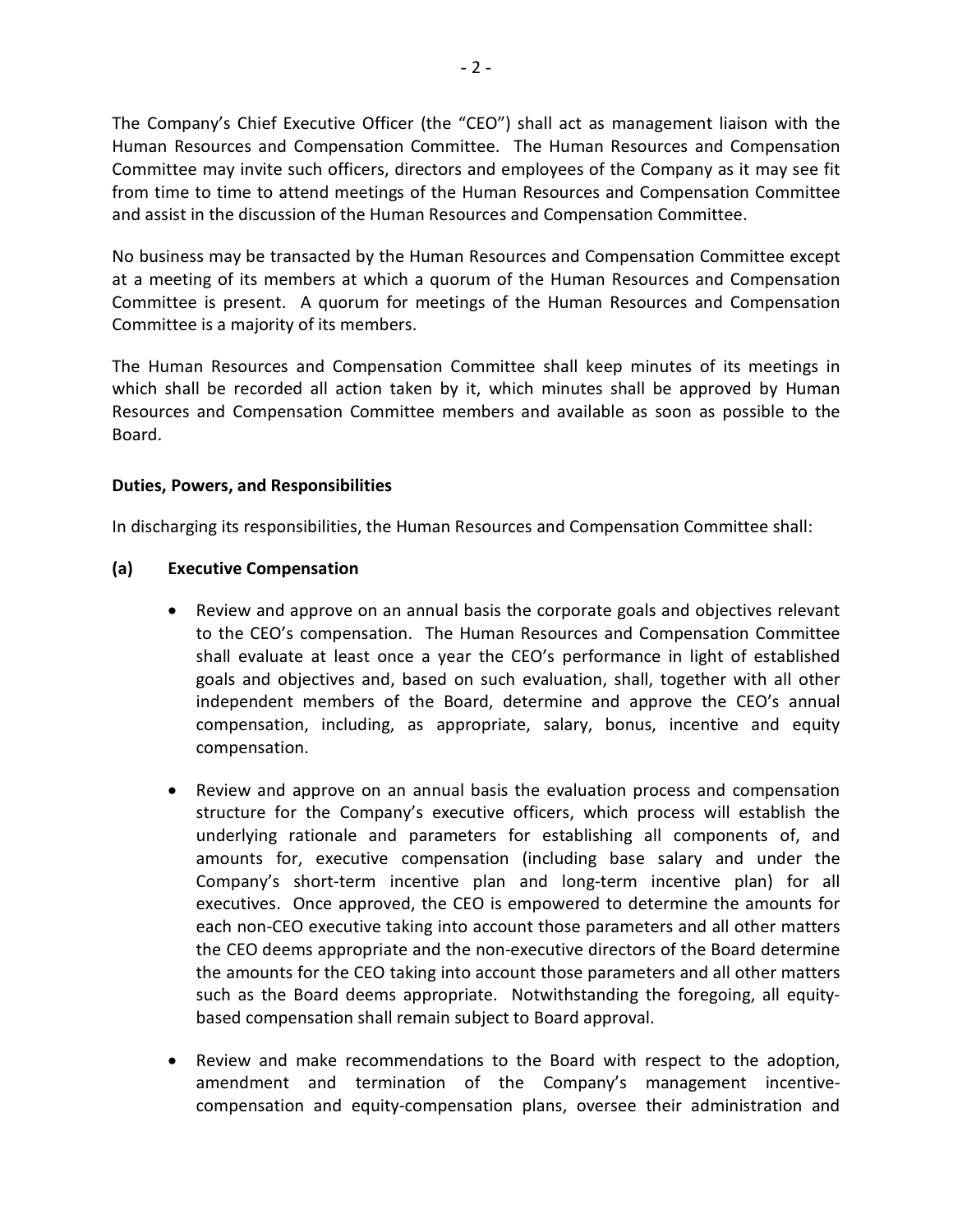The Company's Chief Executive Officer (the "CEO") shall act as management liaison with the Human Resources and Compensation Committee. The Human Resources and Compensation Committee may invite such officers, directors and employees of the Company as it may see fit from time to time to attend meetings of the Human Resources and Compensation Committee and assist in the discussion of the Human Resources and Compensation Committee.

No business may be transacted by the Human Resources and Compensation Committee except at a meeting of its members at which a quorum of the Human Resources and Compensation Committee is present. A quorum for meetings of the Human Resources and Compensation Committee is a majority of its members.

The Human Resources and Compensation Committee shall keep minutes of its meetings in which shall be recorded all action taken by it, which minutes shall be approved by Human Resources and Compensation Committee members and available as soon as possible to the Board.

**Duties, Powers, and Responsibilities**

In discharging its responsibilities, the Human Resources and Compensation Committee shall:

**(a) Executive Compensation**

- Review and approve on an annual basis the corporate goals and objectives relevant to the CEO's compensation. The Human Resources and Compensation Committee shall evaluate at least once a year the CEO's performance in light of established goals and objectives and, based on such evaluation, shall, together with all other independent members of the Board, determine and approve the CEO's annual compensation, including, as appropriate, salary, bonus, incentive and equity compensation.

- Review and approve on an annual basis the evaluation process and compensation structure for the Company's executive officers, which process will establish the underlying rationale and parameters for establishing all components of, and amounts for, executive compensation (including base salary and under the Company's short-term incentive plan and long-term incentive plan) for all executives. Once approved, the CEO is empowered to determine the amounts for each non-CEO executive taking into account those parameters and all other matters the CEO deems appropriate and the non-executive directors of the Board determine the amounts for the CEO taking into account those parameters and all other matters such as the Board deems appropriate. Notwithstanding the foregoing, all equity-based compensation shall remain subject to Board approval.

- Review and make recommendations to the Board with respect to the adoption, amendment and termination of the Company's management incentive-compensation and equity-compensation plans, oversee their administration and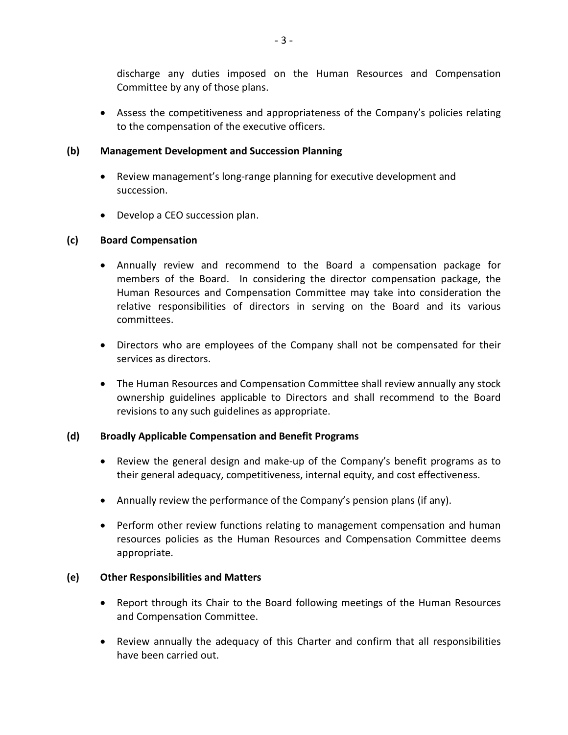discharge any duties imposed on the Human Resources and Compensation Committee by any of those plans.

- Assess the competitiveness and appropriateness of the Company's policies relating to the compensation of the executive officers.

**(b) Management Development and Succession Planning**

- Review management's long-range planning for executive development and succession.

- Develop a CEO succession plan.

**(c) Board Compensation**

- Annually review and recommend to the Board a compensation package for members of the Board. In considering the director compensation package, the Human Resources and Compensation Committee may take into consideration the relative responsibilities of directors in serving on the Board and its various committees.

- Directors who are employees of the Company shall not be compensated for their services as directors.

- The Human Resources and Compensation Committee shall review annually any stock ownership guidelines applicable to Directors and shall recommend to the Board revisions to any such guidelines as appropriate.

**(d) Broadly Applicable Compensation and Benefit Programs**

- Review the general design and make-up of the Company's benefit programs as to their general adequacy, competitiveness, internal equity, and cost effectiveness.

- Annually review the performance of the Company's pension plans (if any).

- Perform other review functions relating to management compensation and human resources policies as the Human Resources and Compensation Committee deems appropriate.

**(e) Other Responsibilities and Matters**

- Report through its Chair to the Board following meetings of the Human Resources and Compensation Committee.

- Review annually the adequacy of this Charter and confirm that all responsibilities have been carried out.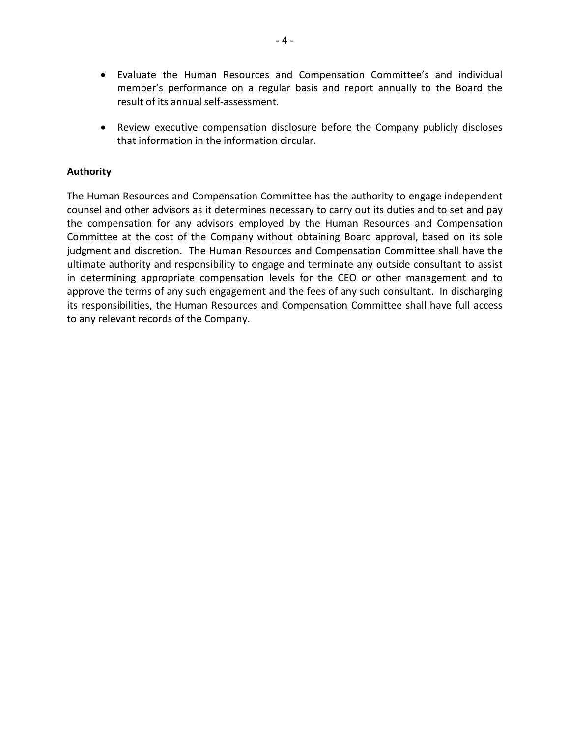- Evaluate the Human Resources and Compensation Committee's and individual member's performance on a regular basis and report annually to the Board the result of its annual self-assessment.

- Review executive compensation disclosure before the Company publicly discloses that information in the information circular.

**Authority**

The Human Resources and Compensation Committee has the authority to engage independent counsel and other advisors as it determines necessary to carry out its duties and to set and pay the compensation for any advisors employed by the Human Resources and Compensation Committee at the cost of the Company without obtaining Board approval, based on its sole judgment and discretion. The Human Resources and Compensation Committee shall have the ultimate authority and responsibility to engage and terminate any outside consultant to assist in determining appropriate compensation levels for the CEO or other management and to approve the terms of any such engagement and the fees of any such consultant. In discharging its responsibilities, the Human Resources and Compensation Committee shall have full access to any relevant records of the Company.